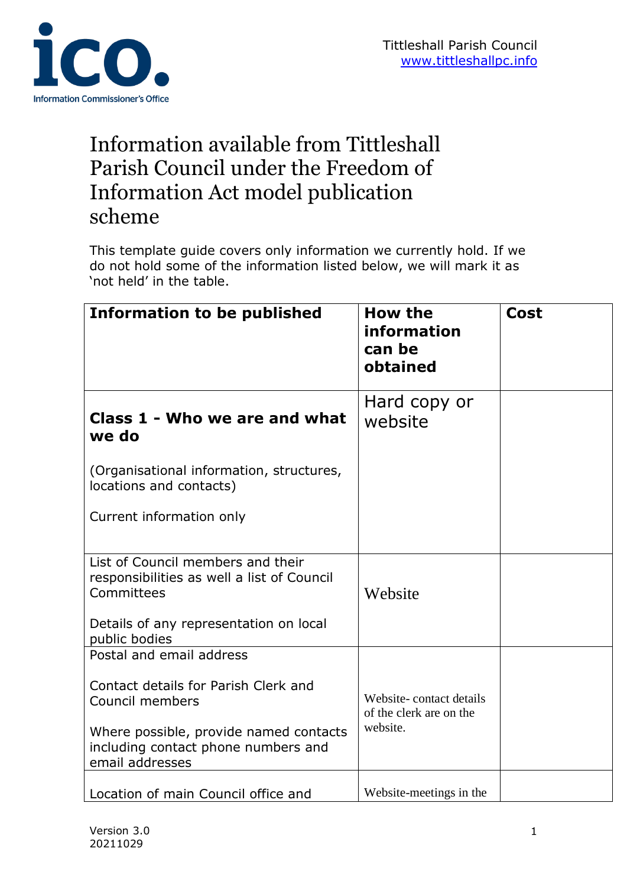Information Commissioner's Office

Tittleshall Parish Council
www.tittleshallpc.info

# Information available from Tittleshall Parish Council under the Freedom of Information Act model publication scheme

This template guide covers only information we currently hold. If we do not hold some of the information listed below, we will mark it as 'not held' in the table.

| Information to be published | How the information can be obtained | Cost |
|---|---|---|
| **Class 1 - Who we are and what we do**<br><br>(Organisational information, structures, locations and contacts)<br><br>Current information only | Hard copy or website | |
| List of Council members and their responsibilities as well a list of Council Committees<br><br>Details of any representation on local public bodies | Website | |
| Postal and email address<br><br>Contact details for Parish Clerk and Council members<br><br>Where possible, provide named contacts including contact phone numbers and email addresses | Website- contact details of the clerk are on the website. | |
| Location of main Council office and | Website-meetings in the | |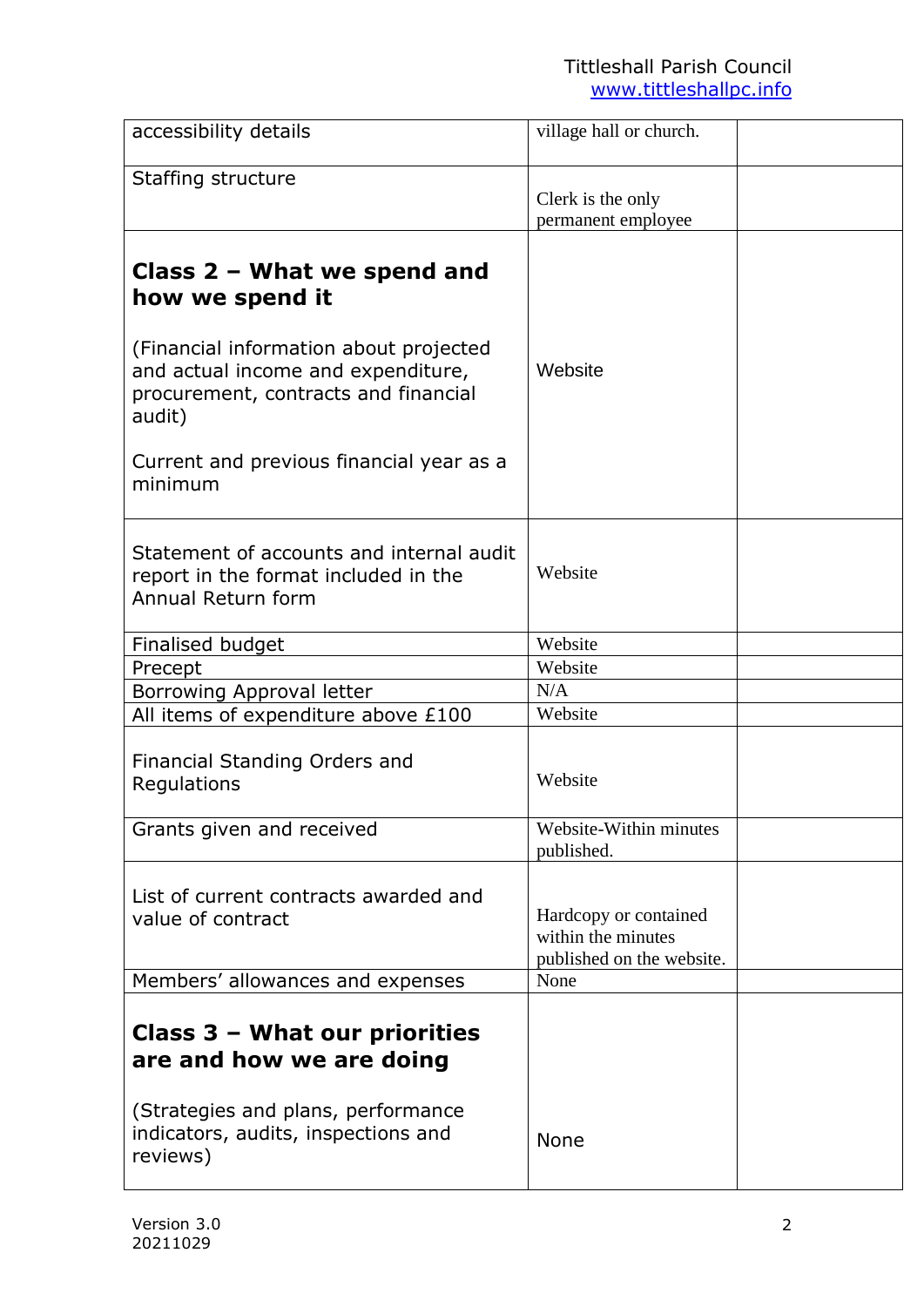| | | |
|---|---|---|
| accessibility details | village hall or church. | |
| Staffing structure | Clerk is the only permanent employee | |
| **Class 2 – What we spend and how we spend it**<br><br>(Financial information about projected and actual income and expenditure, procurement, contracts and financial audit)<br><br>Current and previous financial year as a minimum | Website | |
| Statement of accounts and internal audit report in the format included in the Annual Return form | Website | |
| Finalised budget | Website | |
| Precept | Website | |
| Borrowing Approval letter | N/A | |
| All items of expenditure above £100 | Website | |
| Financial Standing Orders and Regulations | Website | |
| Grants given and received | Website-Within minutes published. | |
| List of current contracts awarded and value of contract | Hardcopy or contained within the minutes published on the website. | |
| Members' allowances and expenses | None | |
| **Class 3 – What our priorities are and how we are doing**<br><br>(Strategies and plans, performance indicators, audits, inspections and reviews) | None | |

Version 3.0
20211029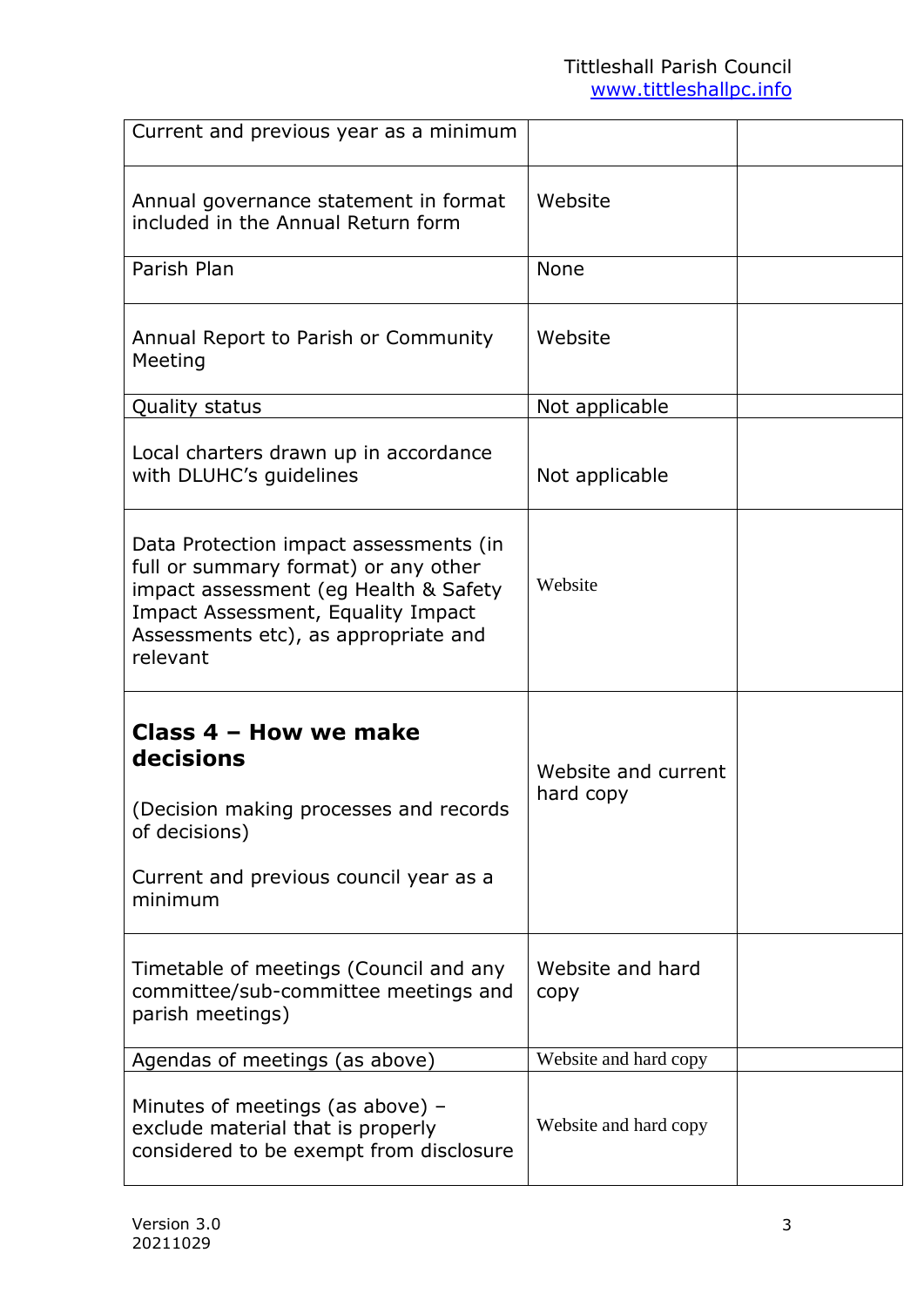| | | |
|---|---|---|
| Current and previous year as a minimum | | |
| Annual governance statement in format included in the Annual Return form | Website | |
| Parish Plan | None | |
| Annual Report to Parish or Community Meeting | Website | |
| Quality status | Not applicable | |
| Local charters drawn up in accordance with DLUHC's guidelines | Not applicable | |
| Data Protection impact assessments (in full or summary format) or any other impact assessment (eg Health & Safety Impact Assessment, Equality Impact Assessments etc), as appropriate and relevant | Website | |
| **Class 4 – How we make decisions**<br><br>(Decision making processes and records of decisions)<br><br>Current and previous council year as a minimum | Website and current hard copy | |
| Timetable of meetings (Council and any committee/sub-committee meetings and parish meetings) | Website and hard copy | |
| Agendas of meetings (as above) | Website and hard copy | |
| Minutes of meetings (as above) – exclude material that is properly considered to be exempt from disclosure | Website and hard copy | |

Version 3.0
20211029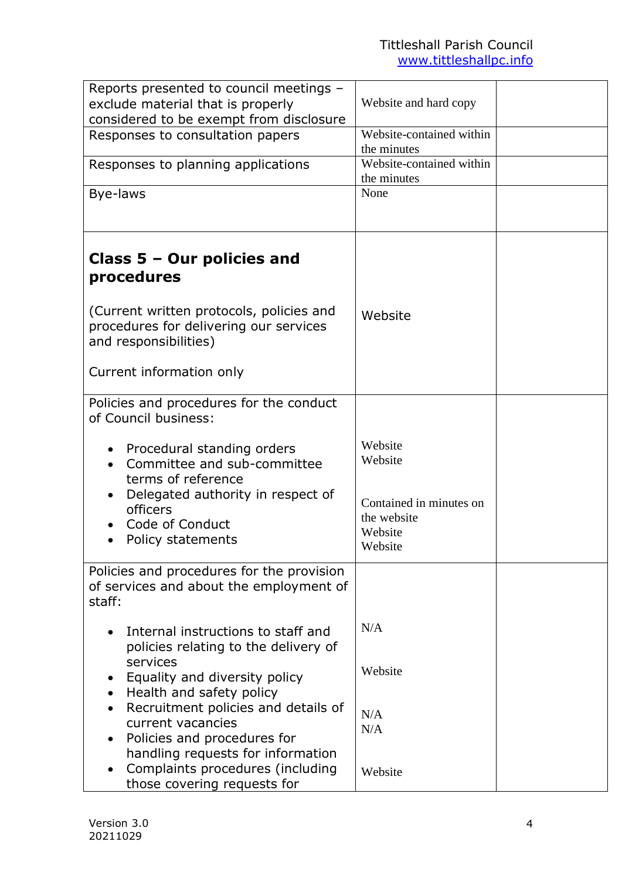| | | |
|---|---|---|
| Reports presented to council meetings – exclude material that is properly considered to be exempt from disclosure | Website and hard copy | |
| Responses to consultation papers | Website-contained within the minutes | |
| Responses to planning applications | Website-contained within the minutes | |
| Bye-laws | None | |
| **Class 5 – Our policies and procedures**<br><br>(Current written protocols, policies and procedures for delivering our services and responsibilities)<br><br>Current information only | Website | |
| Policies and procedures for the conduct of Council business:<br><br>• Procedural standing orders<br>• Committee and sub-committee terms of reference<br>• Delegated authority in respect of officers<br>• Code of Conduct<br>• Policy statements | <br><br>Website<br>Website<br><br>Contained in minutes on the website<br>Website<br>Website | |
| Policies and procedures for the provision of services and about the employment of staff:<br><br>• Internal instructions to staff and policies relating to the delivery of services<br>• Equality and diversity policy<br>• Health and safety policy<br>• Recruitment policies and details of current vacancies<br>• Policies and procedures for handling requests for information<br>• Complaints procedures (including those covering requests for | <br><br>N/A<br><br>Website<br><br>N/A<br>N/A<br><br>Website | |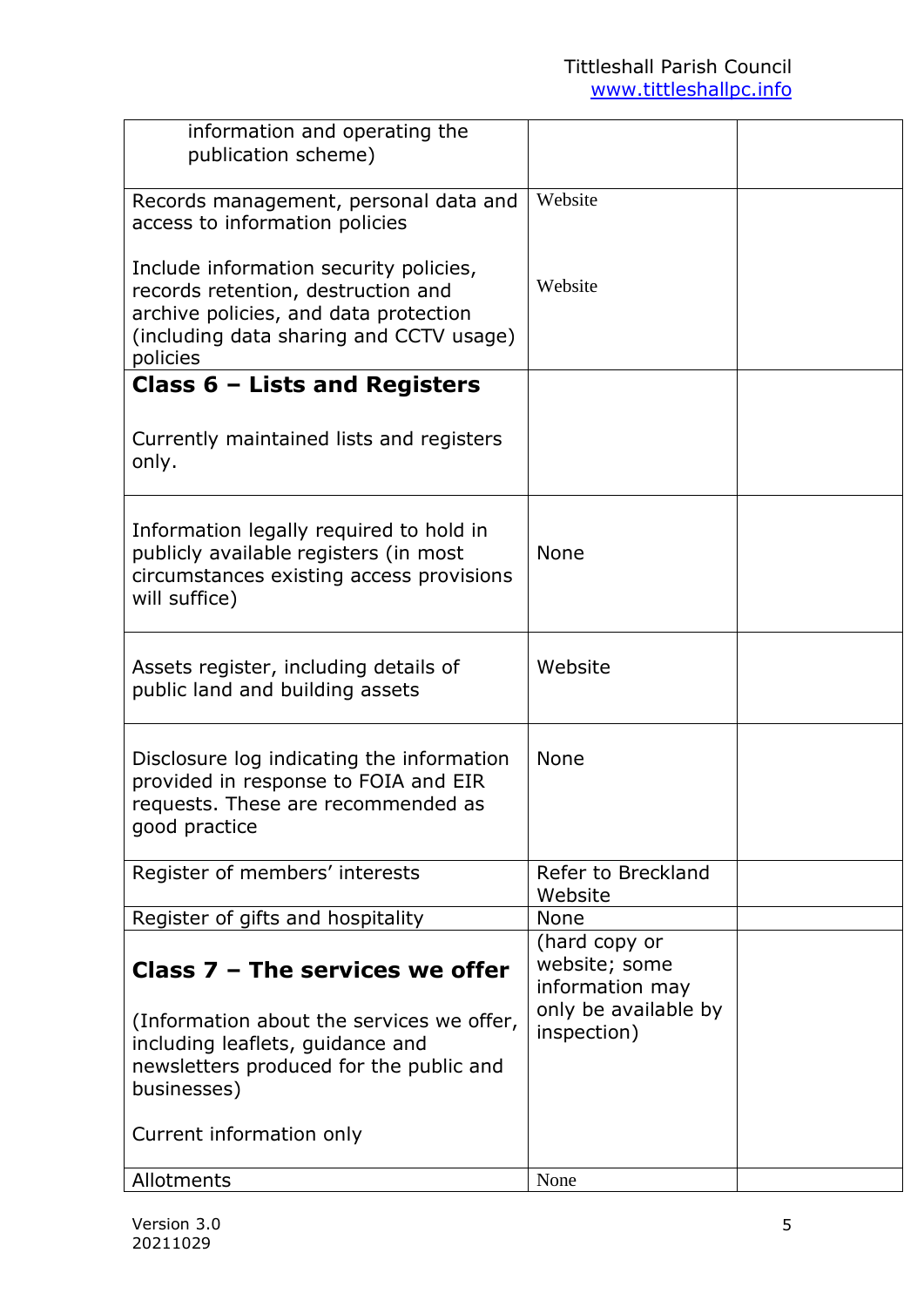| | | |
|---|---|---|
| information and operating the publication scheme) | | |
| Records management, personal data and access to information policies<br><br>Include information security policies, records retention, destruction and archive policies, and data protection (including data sharing and CCTV usage) policies | Website<br><br>Website | |
| **Class 6 – Lists and Registers**<br><br>Currently maintained lists and registers only. | | |
| Information legally required to hold in publicly available registers (in most circumstances existing access provisions will suffice) | None | |
| Assets register, including details of public land and building assets | Website | |
| Disclosure log indicating the information provided in response to FOIA and EIR requests. These are recommended as good practice | None | |
| Register of members' interests | Refer to Breckland Website | |
| Register of gifts and hospitality | None | |
| **Class 7 – The services we offer**<br><br>(Information about the services we offer, including leaflets, guidance and newsletters produced for the public and businesses)<br><br>Current information only | (hard copy or website; some information may only be available by inspection) | |
| Allotments | None | |

Version 3.0
20211029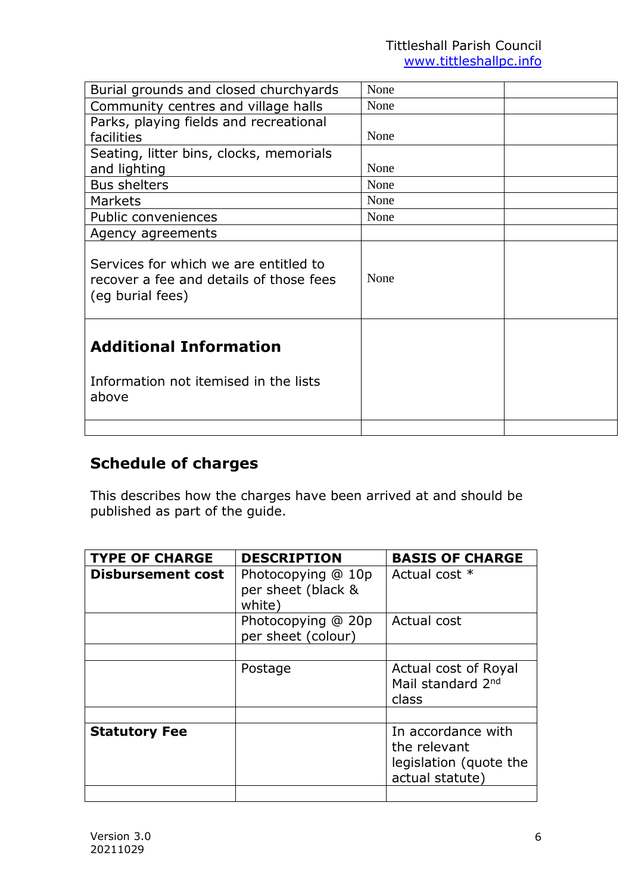| | | |
|---|---|---|
| Burial grounds and closed churchyards | None | |
| Community centres and village halls | None | |
| Parks, playing fields and recreational facilities | None | |
| Seating, litter bins, clocks, memorials and lighting | None | |
| Bus shelters | None | |
| Markets | None | |
| Public conveniences | None | |
| Agency agreements | | |
| Services for which we are entitled to recover a fee and details of those fees (eg burial fees) | None | |
| **Additional Information**<br><br>Information not itemised in the lists above | | |
| | | |

## Schedule of charges

This describes how the charges have been arrived at and should be published as part of the guide.

| TYPE OF CHARGE | DESCRIPTION | BASIS OF CHARGE |
|---|---|---|
| **Disbursement cost** | Photocopying @ 10p per sheet (black & white) | Actual cost * |
| | Photocopying @ 20p per sheet (colour) | Actual cost |
| | | |
| | Postage | Actual cost of Royal Mail standard 2nd class |
| | | |
| **Statutory Fee** | | In accordance with the relevant legislation (quote the actual statute) |
| | | |

Version 3.0
20211029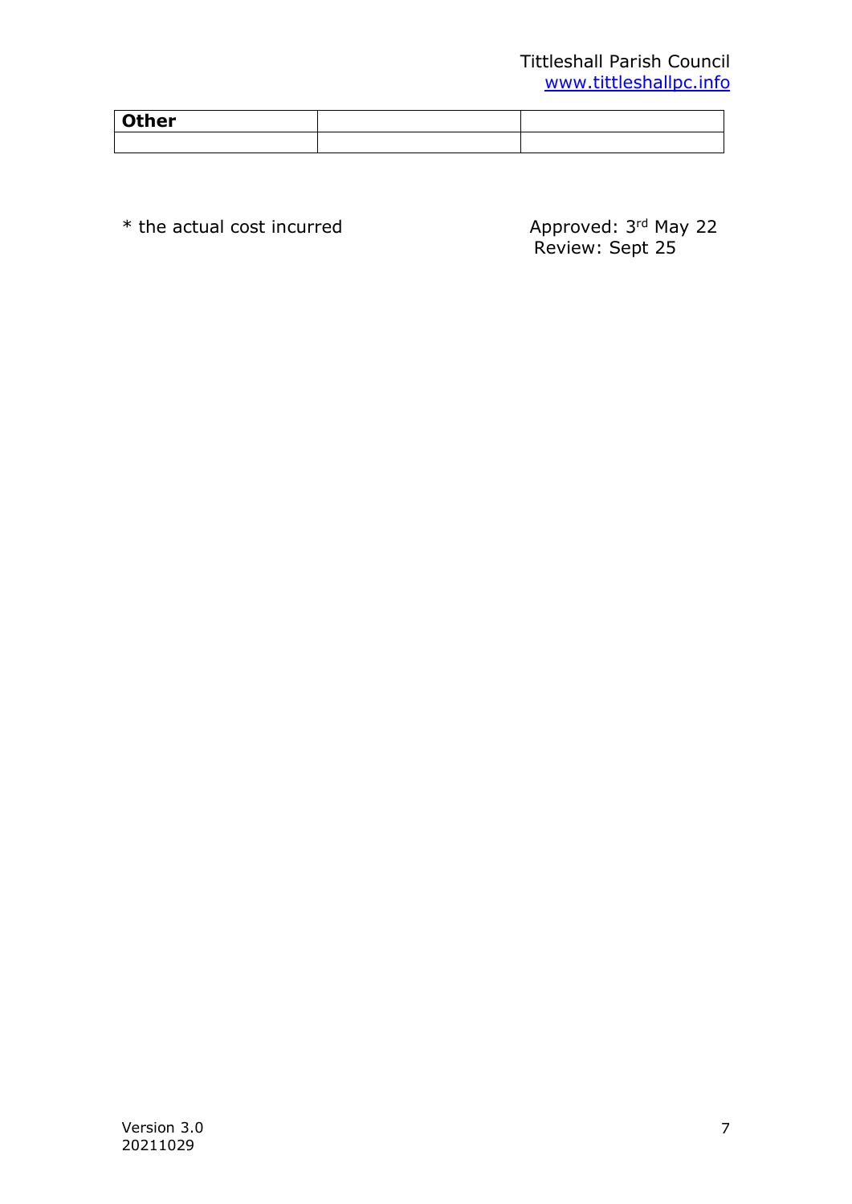| **Other** | | |
|---|---|---|
| | | |

\* the actual cost incurred

Approved: 3rd May 22
Review: Sept 25

Version 3.0
20211029